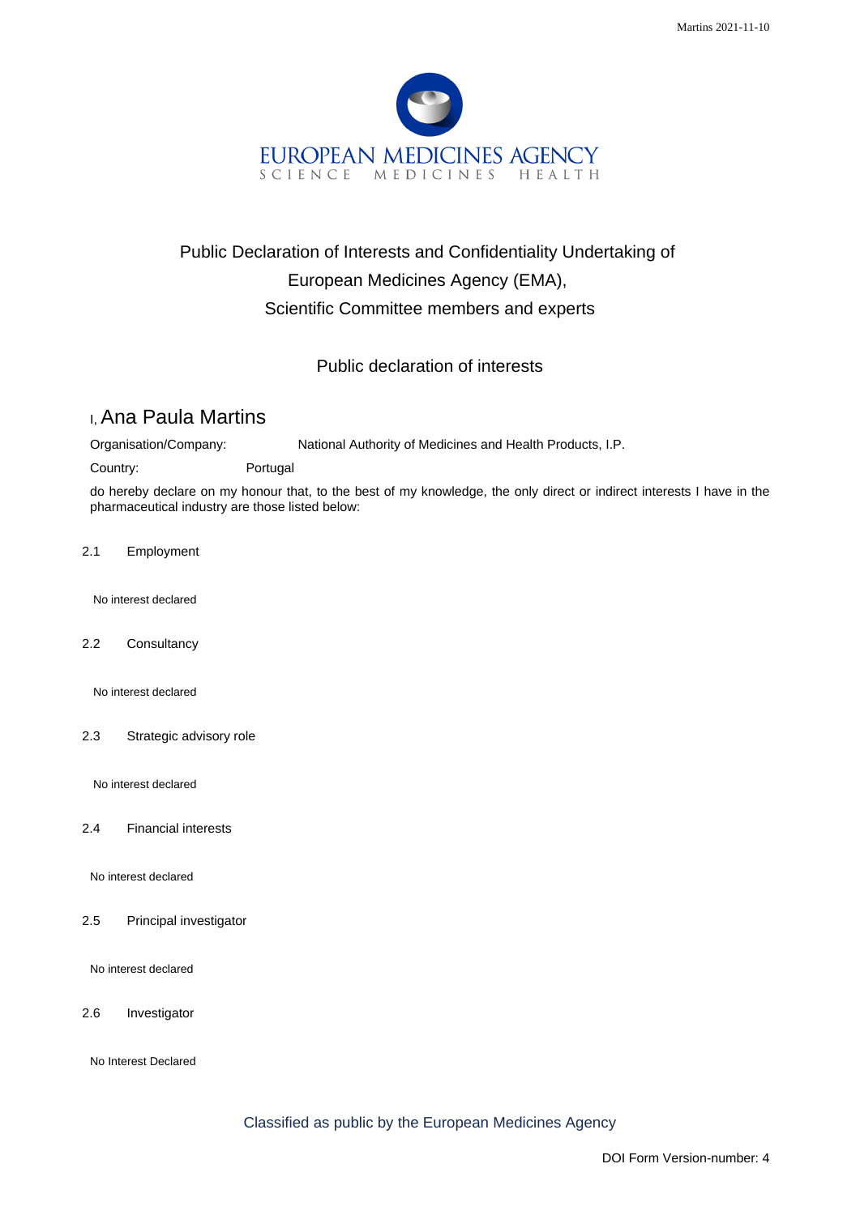EUROPEAN MEDICINES AGENCY
SCIENCE MEDICINES HEALTH

# Public Declaration of Interests and Confidentiality Undertaking of European Medicines Agency (EMA), Scientific Committee members and experts

## Public declaration of interests

I, Ana Paula Martins

Organisation/Company: National Authority of Medicines and Health Products, I.P.

Country: Portugal

do hereby declare on my honour that, to the best of my knowledge, the only direct or indirect interests I have in the pharmaceutical industry are those listed below:

2.1 Employment

No interest declared

2.2 Consultancy

No interest declared

2.3 Strategic advisory role

No interest declared

2.4 Financial interests

No interest declared

2.5 Principal investigator

No interest declared

2.6 Investigator

No Interest Declared

Classified as public by the European Medicines Agency

DOI Form Version-number: 4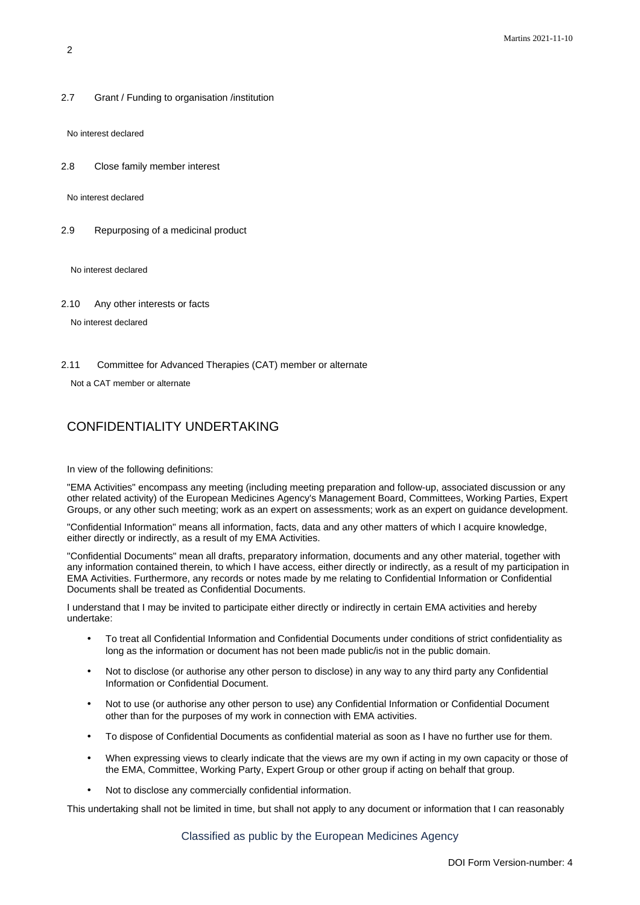2.7 Grant / Funding to organisation /institution

No interest declared

2.8 Close family member interest

No interest declared

2.9 Repurposing of a medicinal product

No interest declared

2.10 Any other interests or facts

No interest declared

2.11 Committee for Advanced Therapies (CAT) member or alternate

Not a CAT member or alternate

## CONFIDENTIALITY UNDERTAKING

In view of the following definitions:

"EMA Activities" encompass any meeting (including meeting preparation and follow-up, associated discussion or any other related activity) of the European Medicines Agency's Management Board, Committees, Working Parties, Expert Groups, or any other such meeting; work as an expert on assessments; work as an expert on guidance development.

"Confidential Information" means all information, facts, data and any other matters of which I acquire knowledge, either directly or indirectly, as a result of my EMA Activities.

"Confidential Documents" mean all drafts, preparatory information, documents and any other material, together with any information contained therein, to which I have access, either directly or indirectly, as a result of my participation in EMA Activities. Furthermore, any records or notes made by me relating to Confidential Information or Confidential Documents shall be treated as Confidential Documents.

I understand that I may be invited to participate either directly or indirectly in certain EMA activities and hereby undertake:

- To treat all Confidential Information and Confidential Documents under conditions of strict confidentiality as long as the information or document has not been made public/is not in the public domain.
- Not to disclose (or authorise any other person to disclose) in any way to any third party any Confidential Information or Confidential Document.
- Not to use (or authorise any other person to use) any Confidential Information or Confidential Document other than for the purposes of my work in connection with EMA activities.
- To dispose of Confidential Documents as confidential material as soon as I have no further use for them.
- When expressing views to clearly indicate that the views are my own if acting in my own capacity or those of the EMA, Committee, Working Party, Expert Group or other group if acting on behalf that group.
- Not to disclose any commercially confidential information.

This undertaking shall not be limited in time, but shall not apply to any document or information that I can reasonably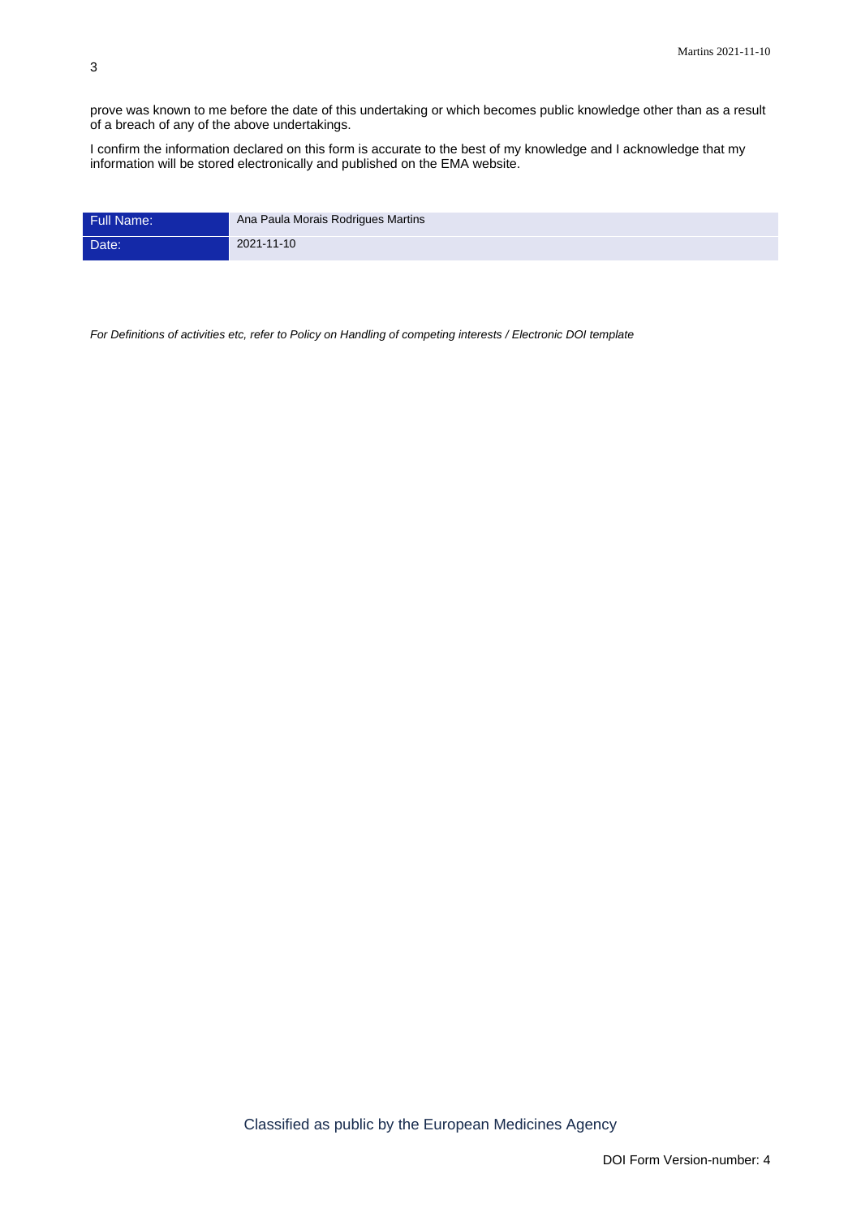prove was known to me before the date of this undertaking or which becomes public knowledge other than as a result of a breach of any of the above undertakings.

I confirm the information declared on this form is accurate to the best of my knowledge and I acknowledge that my information will be stored electronically and published on the EMA website.

| | |
|---|---|
| Full Name: | Ana Paula Morais Rodrigues Martins |
| Date: | 2021-11-10 |

*For Definitions of activities etc, refer to Policy on Handling of competing interests / Electronic DOI template*

Classified as public by the European Medicines Agency

DOI Form Version-number: 4